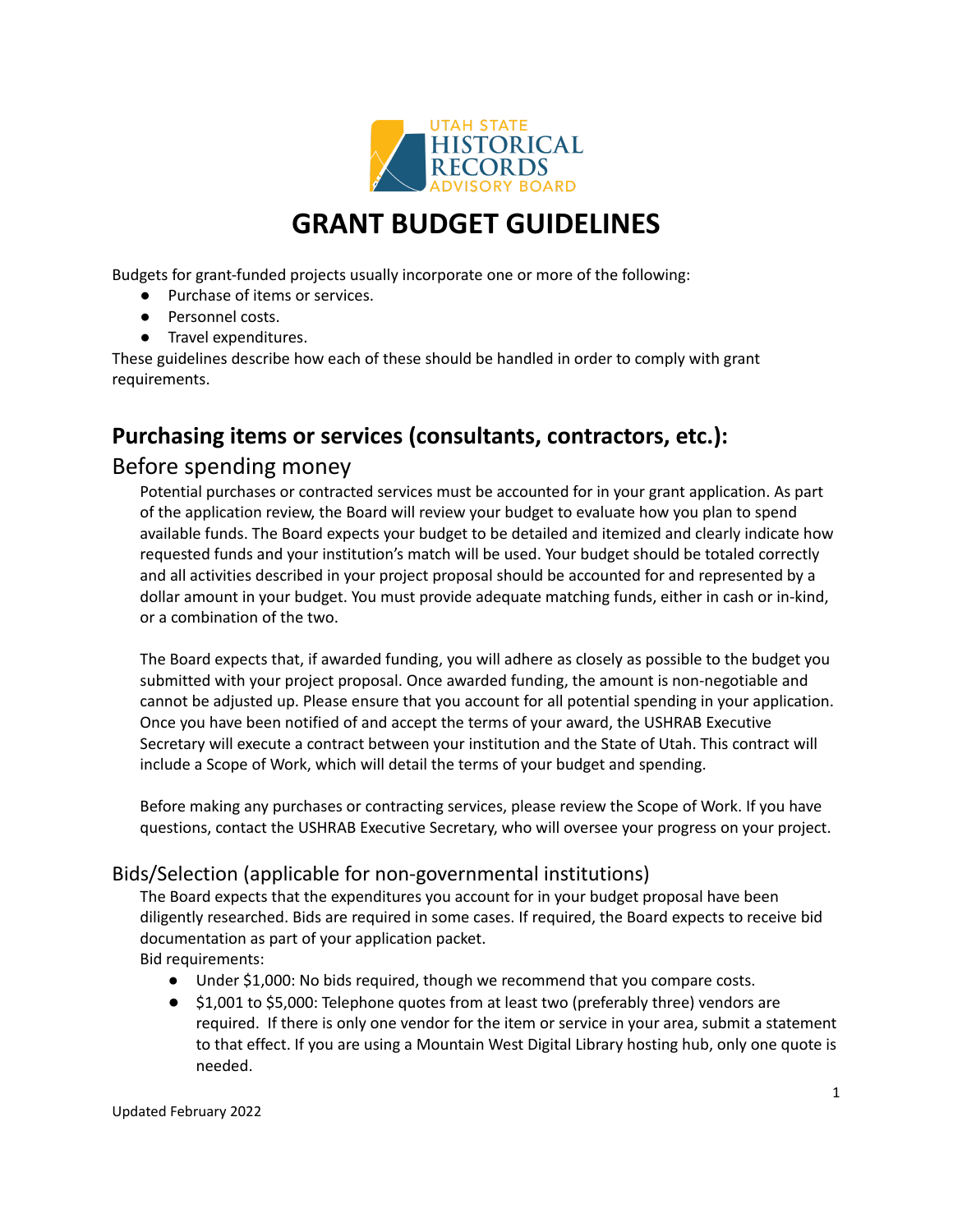UTAH STATE HISTORICAL RECORDS ADVISORY BOARD

# GRANT BUDGET GUIDELINES

Budgets for grant-funded projects usually incorporate one or more of the following:

- Purchase of items or services.
- Personnel costs.
- Travel expenditures.

These guidelines describe how each of these should be handled in order to comply with grant requirements.

## Purchasing items or services (consultants, contractors, etc.):

### Before spending money

Potential purchases or contracted services must be accounted for in your grant application. As part of the application review, the Board will review your budget to evaluate how you plan to spend available funds. The Board expects your budget to be detailed and itemized and clearly indicate how requested funds and your institution's match will be used. Your budget should be totaled correctly and all activities described in your project proposal should be accounted for and represented by a dollar amount in your budget. You must provide adequate matching funds, either in cash or in-kind, or a combination of the two.

The Board expects that, if awarded funding, you will adhere as closely as possible to the budget you submitted with your project proposal. Once awarded funding, the amount is non-negotiable and cannot be adjusted up. Please ensure that you account for all potential spending in your application. Once you have been notified of and accept the terms of your award, the USHRAB Executive Secretary will execute a contract between your institution and the State of Utah. This contract will include a Scope of Work, which will detail the terms of your budget and spending.

Before making any purchases or contracting services, please review the Scope of Work. If you have questions, contact the USHRAB Executive Secretary, who will oversee your progress on your project.

### Bids/Selection (applicable for non-governmental institutions)

The Board expects that the expenditures you account for in your budget proposal have been diligently researched. Bids are required in some cases. If required, the Board expects to receive bid documentation as part of your application packet.

Bid requirements:

- Under $1,000: No bids required, though we recommend that you compare costs.
- $1,001 to $5,000: Telephone quotes from at least two (preferably three) vendors are required. If there is only one vendor for the item or service in your area, submit a statement to that effect. If you are using a Mountain West Digital Library hosting hub, only one quote is needed.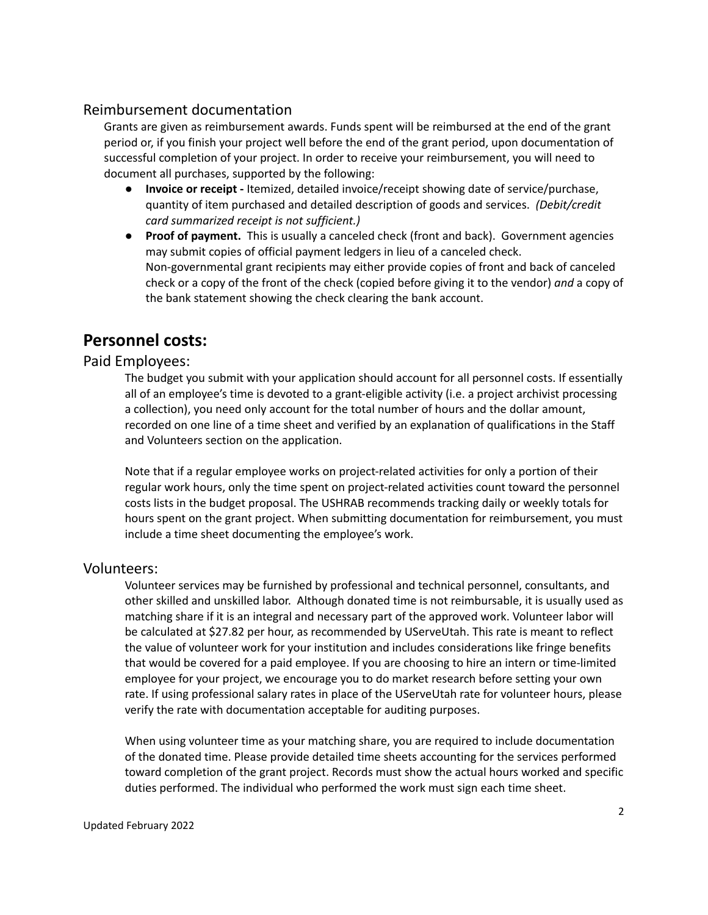### Reimbursement documentation

Grants are given as reimbursement awards. Funds spent will be reimbursed at the end of the grant period or, if you finish your project well before the end of the grant period, upon documentation of successful completion of your project. In order to receive your reimbursement, you will need to document all purchases, supported by the following:

- **Invoice or receipt -** Itemized, detailed invoice/receipt showing date of service/purchase, quantity of item purchased and detailed description of goods and services. *(Debit/credit card summarized receipt is not sufficient.)*
- **Proof of payment.** This is usually a canceled check (front and back). Government agencies may submit copies of official payment ledgers in lieu of a canceled check. Non-governmental grant recipients may either provide copies of front and back of canceled check or a copy of the front of the check (copied before giving it to the vendor) *and* a copy of the bank statement showing the check clearing the bank account.

## Personnel costs:

### Paid Employees:

The budget you submit with your application should account for all personnel costs. If essentially all of an employee's time is devoted to a grant-eligible activity (i.e. a project archivist processing a collection), you need only account for the total number of hours and the dollar amount, recorded on one line of a time sheet and verified by an explanation of qualifications in the Staff and Volunteers section on the application.

Note that if a regular employee works on project-related activities for only a portion of their regular work hours, only the time spent on project-related activities count toward the personnel costs lists in the budget proposal. The USHRAB recommends tracking daily or weekly totals for hours spent on the grant project. When submitting documentation for reimbursement, you must include a time sheet documenting the employee's work.

### Volunteers:

Volunteer services may be furnished by professional and technical personnel, consultants, and other skilled and unskilled labor. Although donated time is not reimbursable, it is usually used as matching share if it is an integral and necessary part of the approved work. Volunteer labor will be calculated at $27.82 per hour, as recommended by UServeUtah. This rate is meant to reflect the value of volunteer work for your institution and includes considerations like fringe benefits that would be covered for a paid employee. If you are choosing to hire an intern or time-limited employee for your project, we encourage you to do market research before setting your own rate. If using professional salary rates in place of the UServeUtah rate for volunteer hours, please verify the rate with documentation acceptable for auditing purposes.

When using volunteer time as your matching share, you are required to include documentation of the donated time. Please provide detailed time sheets accounting for the services performed toward completion of the grant project. Records must show the actual hours worked and specific duties performed. The individual who performed the work must sign each time sheet.

Updated February 2022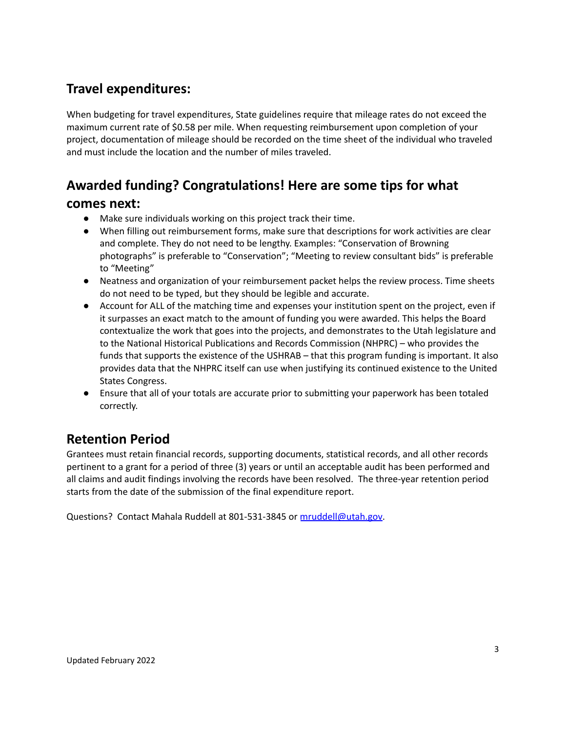## Travel expenditures:

When budgeting for travel expenditures, State guidelines require that mileage rates do not exceed the maximum current rate of $0.58 per mile. When requesting reimbursement upon completion of your project, documentation of mileage should be recorded on the time sheet of the individual who traveled and must include the location and the number of miles traveled.

## Awarded funding? Congratulations! Here are some tips for what comes next:

- Make sure individuals working on this project track their time.
- When filling out reimbursement forms, make sure that descriptions for work activities are clear and complete. They do not need to be lengthy. Examples: "Conservation of Browning photographs" is preferable to "Conservation"; "Meeting to review consultant bids" is preferable to "Meeting"
- Neatness and organization of your reimbursement packet helps the review process. Time sheets do not need to be typed, but they should be legible and accurate.
- Account for ALL of the matching time and expenses your institution spent on the project, even if it surpasses an exact match to the amount of funding you were awarded. This helps the Board contextualize the work that goes into the projects, and demonstrates to the Utah legislature and to the National Historical Publications and Records Commission (NHPRC) – who provides the funds that supports the existence of the USHRAB – that this program funding is important. It also provides data that the NHPRC itself can use when justifying its continued existence to the United States Congress.
- Ensure that all of your totals are accurate prior to submitting your paperwork has been totaled correctly.

## Retention Period

Grantees must retain financial records, supporting documents, statistical records, and all other records pertinent to a grant for a period of three (3) years or until an acceptable audit has been performed and all claims and audit findings involving the records have been resolved. The three-year retention period starts from the date of the submission of the final expenditure report.

Questions? Contact Mahala Ruddell at 801-531-3845 or [mruddell@utah.gov](mailto:mruddell@utah.gov).

Updated February 2022